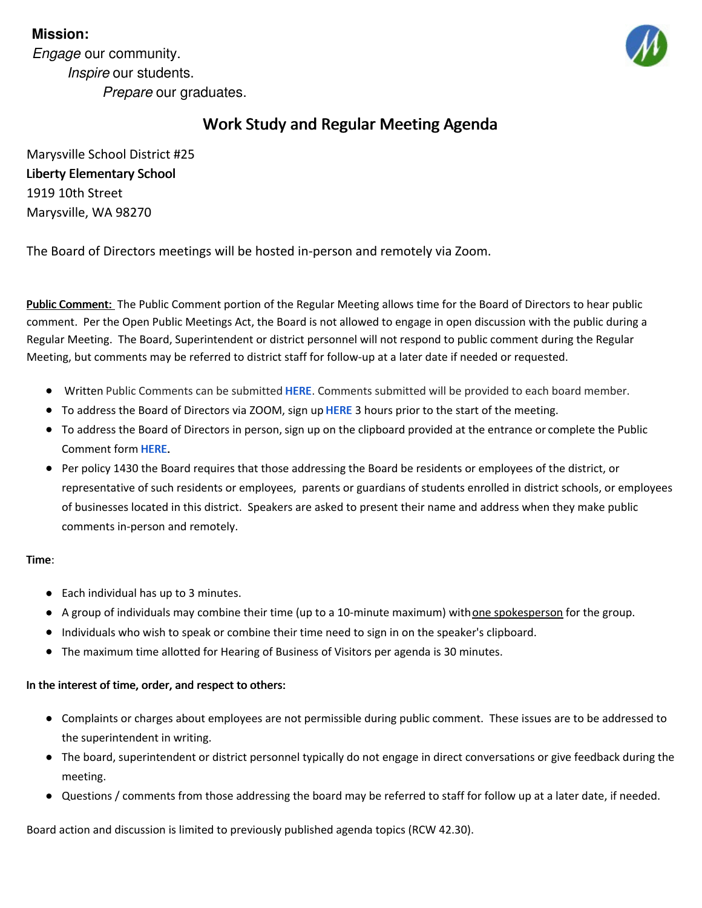**Mission:**

*Engage* our community.
*Inspire* our students.
*Prepare* our graduates.

## Work Study and Regular Meeting Agenda

Marysville School District #25
**Liberty Elementary School**
1919 10th Street
Marysville, WA 98270

The Board of Directors meetings will be hosted in-person and remotely via Zoom.

**Public Comment:** The Public Comment portion of the Regular Meeting allows time for the Board of Directors to hear public comment. Per the Open Public Meetings Act, the Board is not allowed to engage in open discussion with the public during a Regular Meeting. The Board, Superintendent or district personnel will not respond to public comment during the Regular Meeting, but comments may be referred to district staff for follow-up at a later date if needed or requested.

- Written Public Comments can be submitted **HERE**. Comments submitted will be provided to each board member.
- To address the Board of Directors via ZOOM, sign up **HERE** 3 hours prior to the start of the meeting.
- To address the Board of Directors in person, sign up on the clipboard provided at the entrance or complete the Public Comment form **HERE**.
- Per policy 1430 the Board requires that those addressing the Board be residents or employees of the district, or representative of such residents or employees, parents or guardians of students enrolled in district schools, or employees of businesses located in this district. Speakers are asked to present their name and address when they make public comments in-person and remotely.

**Time**:

- Each individual has up to 3 minutes.
- A group of individuals may combine their time (up to a 10-minute maximum) with one spokesperson for the group.
- Individuals who wish to speak or combine their time need to sign in on the speaker's clipboard.
- The maximum time allotted for Hearing of Business of Visitors per agenda is 30 minutes.

**In the interest of time, order, and respect to others:**

- Complaints or charges about employees are not permissible during public comment. These issues are to be addressed to the superintendent in writing.
- The board, superintendent or district personnel typically do not engage in direct conversations or give feedback during the meeting.
- Questions / comments from those addressing the board may be referred to staff for follow up at a later date, if needed.

Board action and discussion is limited to previously published agenda topics (RCW 42.30).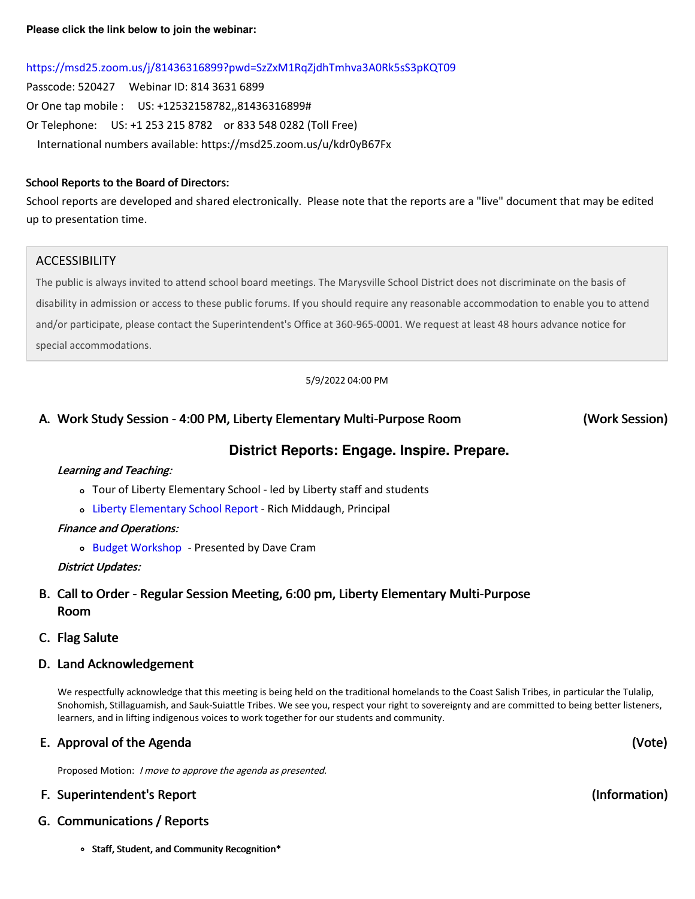**Please click the link below to join the webinar:**

https://msd25.zoom.us/j/81436316899?pwd=SzZxM1RqZjdhTmhva3A0Rk5sS3pKQT09

Passcode: 520427 Webinar ID: 814 3631 6899

Or One tap mobile : US: +12532158782,,81436316899#

Or Telephone: US: +1 253 215 8782 or 833 548 0282 (Toll Free)

International numbers available: https://msd25.zoom.us/u/kdr0yB67Fx

**School Reports to the Board of Directors:**

School reports are developed and shared electronically. Please note that the reports are a "live" document that may be edited up to presentation time.

> ACCESSIBILITY
>
> The public is always invited to attend school board meetings. The Marysville School District does not discriminate on the basis of disability in admission or access to these public forums. If you should require any reasonable accommodation to enable you to attend and/or participate, please contact the Superintendent's Office at 360-965-0001. We request at least 48 hours advance notice for special accommodations.

5/9/2022 04:00 PM

## A. Work Study Session - 4:00 PM, Liberty Elementary Multi-Purpose Room (Work Session)

### District Reports: Engage. Inspire. Prepare.

***Learning and Teaching:***

- Tour of Liberty Elementary School - led by Liberty staff and students
- Liberty Elementary School Report - Rich Middaugh, Principal

***Finance and Operations:***

- Budget Workshop - Presented by Dave Cram

***District Updates:***

## B. Call to Order - Regular Session Meeting, 6:00 pm, Liberty Elementary Multi-Purpose Room

## C. Flag Salute

## D. Land Acknowledgement

We respectfully acknowledge that this meeting is being held on the traditional homelands to the Coast Salish Tribes, in particular the Tulalip, Snohomish, Stillaguamish, and Sauk-Suiattle Tribes. We see you, respect your right to sovereignty and are committed to being better listeners, learners, and in lifting indigenous voices to work together for our students and community.

## E. Approval of the Agenda (Vote)

Proposed Motion: *I move to approve the agenda as presented.*

## F. Superintendent's Report (Information)

## G. Communications / Reports

- **Staff, Student, and Community Recognition***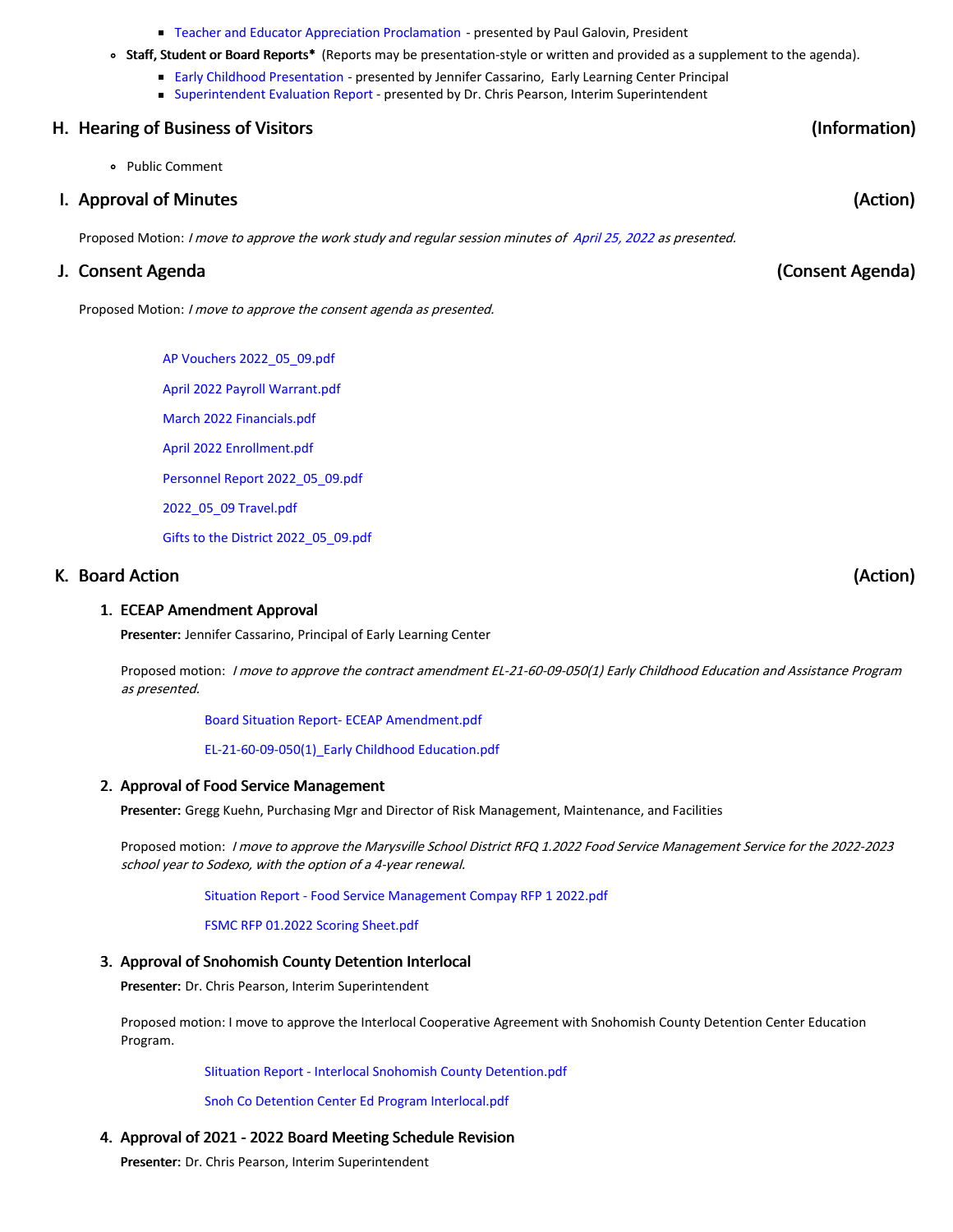- Teacher and Educator Appreciation Proclamation - presented by Paul Galovin, President
- **Staff, Student or Board Reports*** (Reports may be presentation-style or written and provided as a supplement to the agenda).
  - Early Childhood Presentation - presented by Jennifer Cassarino, Early Learning Center Principal
  - Superintendent Evaluation Report - presented by Dr. Chris Pearson, Interim Superintendent

## H. Hearing of Business of Visitors (Information)

- Public Comment

## I. Approval of Minutes (Action)

Proposed Motion: *I move to approve the work study and regular session minutes of April 25, 2022 as presented.*

## J. Consent Agenda (Consent Agenda)

Proposed Motion: *I move to approve the consent agenda as presented.*

AP Vouchers 2022_05_09.pdf

April 2022 Payroll Warrant.pdf

March 2022 Financials.pdf

April 2022 Enrollment.pdf

Personnel Report 2022_05_09.pdf

2022_05_09 Travel.pdf

Gifts to the District 2022_05_09.pdf

## K. Board Action (Action)

### 1. ECEAP Amendment Approval

**Presenter:** Jennifer Cassarino, Principal of Early Learning Center

Proposed motion: *I move to approve the contract amendment EL-21-60-09-050(1) Early Childhood Education and Assistance Program as presented.*

Board Situation Report- ECEAP Amendment.pdf

EL-21-60-09-050(1)_Early Childhood Education.pdf

### 2. Approval of Food Service Management

**Presenter:** Gregg Kuehn, Purchasing Mgr and Director of Risk Management, Maintenance, and Facilities

Proposed motion: *I move to approve the Marysville School District RFQ 1.2022 Food Service Management Service for the 2022-2023 school year to Sodexo, with the option of a 4-year renewal.*

Situation Report - Food Service Management Compay RFP 1 2022.pdf

FSMC RFP 01.2022 Scoring Sheet.pdf

### 3. Approval of Snohomish County Detention Interlocal

**Presenter:** Dr. Chris Pearson, Interim Superintendent

Proposed motion: I move to approve the Interlocal Cooperative Agreement with Snohomish County Detention Center Education Program.

SItuation Report - Interlocal Snohomish County Detention.pdf

Snoh Co Detention Center Ed Program Interlocal.pdf

### 4. Approval of 2021 - 2022 Board Meeting Schedule Revision

**Presenter:** Dr. Chris Pearson, Interim Superintendent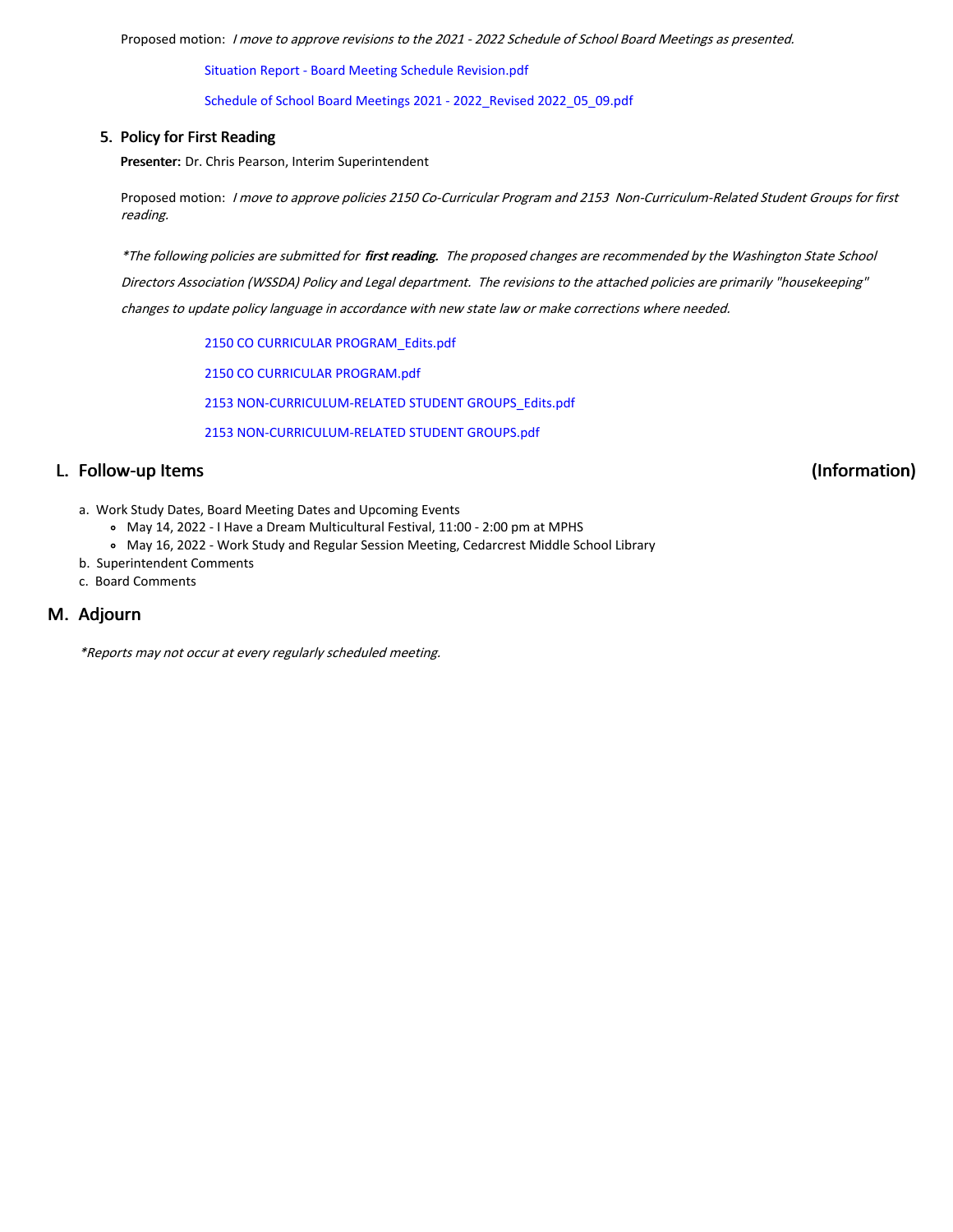Proposed motion: *I move to approve revisions to the 2021 - 2022 Schedule of School Board Meetings as presented.*

Situation Report - Board Meeting Schedule Revision.pdf

Schedule of School Board Meetings 2021 - 2022_Revised 2022_05_09.pdf

### 5. Policy for First Reading

**Presenter:** Dr. Chris Pearson, Interim Superintendent

Proposed motion: *I move to approve policies 2150 Co-Curricular Program and 2153 Non-Curriculum-Related Student Groups for first reading.*

**The following policies are submitted for* ***first reading.*** *The proposed changes are recommended by the Washington State School Directors Association (WSSDA) Policy and Legal department. The revisions to the attached policies are primarily "housekeeping" changes to update policy language in accordance with new state law or make corrections where needed.*

2150 CO CURRICULAR PROGRAM_Edits.pdf

2150 CO CURRICULAR PROGRAM.pdf

2153 NON-CURRICULUM-RELATED STUDENT GROUPS_Edits.pdf

2153 NON-CURRICULUM-RELATED STUDENT GROUPS.pdf

## L. Follow-up Items (Information)

a. Work Study Dates, Board Meeting Dates and Upcoming Events
  - May 14, 2022 - I Have a Dream Multicultural Festival, 11:00 - 2:00 pm at MPHS
  - May 16, 2022 - Work Study and Regular Session Meeting, Cedarcrest Middle School Library

b. Superintendent Comments

c. Board Comments

## M. Adjourn

**Reports may not occur at every regularly scheduled meeting.*